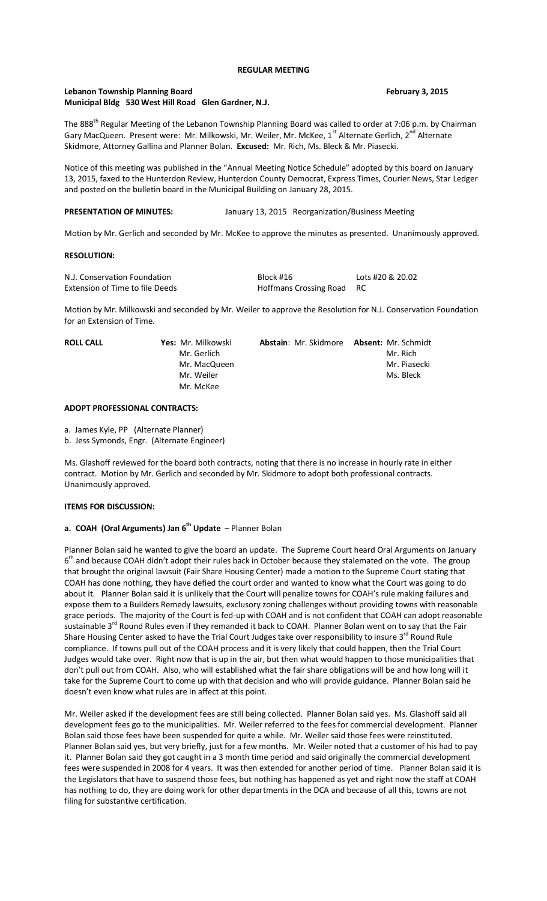**REGULAR MEETING**

**Lebanon Township Planning Board February 3, 2015**
**Municipal Bldg 530 West Hill Road Glen Gardner, N.J.**

The 888th Regular Meeting of the Lebanon Township Planning Board was called to order at 7:06 p.m. by Chairman Gary MacQueen. Present were: Mr. Milkowski, Mr. Weiler, Mr. McKee, 1st Alternate Gerlich, 2nd Alternate Skidmore, Attorney Gallina and Planner Bolan. **Excused:** Mr. Rich, Ms. Bleck & Mr. Piasecki.

Notice of this meeting was published in the "Annual Meeting Notice Schedule" adopted by this board on January 13, 2015, faxed to the Hunterdon Review, Hunterdon County Democrat, Express Times, Courier News, Star Ledger and posted on the bulletin board in the Municipal Building on January 28, 2015.

**PRESENTATION OF MINUTES:** January 13, 2015 Reorganization/Business Meeting

Motion by Mr. Gerlich and seconded by Mr. McKee to approve the minutes as presented. Unanimously approved.

**RESOLUTION:**

| | | |
|---|---|---|
| N.J. Conservation Foundation | Block #16 | Lots #20 & 20.02 |
| Extension of Time to file Deeds | Hoffmans Crossing Road | RC |

Motion by Mr. Milkowski and seconded by Mr. Weiler to approve the Resolution for N.J. Conservation Foundation for an Extension of Time.

| ROLL CALL | Yes: | Abstain: | Absent: |
|---|---|---|---|
| | Mr. Milkowski | Mr. Skidmore | Mr. Schmidt |
| | Mr. Gerlich | | Mr. Rich |
| | Mr. MacQueen | | Mr. Piasecki |
| | Mr. Weiler | | Ms. Bleck |
| | Mr. McKee | | |

**ADOPT PROFESSIONAL CONTRACTS:**

a. James Kyle, PP (Alternate Planner)
b. Jess Symonds, Engr. (Alternate Engineer)

Ms. Glashoff reviewed for the board both contracts, noting that there is no increase in hourly rate in either contract. Motion by Mr. Gerlich and seconded by Mr. Skidmore to adopt both professional contracts. Unanimously approved.

**ITEMS FOR DISCUSSION:**

**a. COAH (Oral Arguments) Jan 6th Update** – Planner Bolan

Planner Bolan said he wanted to give the board an update. The Supreme Court heard Oral Arguments on January 6th and because COAH didn't adopt their rules back in October because they stalemated on the vote. The group that brought the original lawsuit (Fair Share Housing Center) made a motion to the Supreme Court stating that COAH has done nothing, they have defied the court order and wanted to know what the Court was going to do about it. Planner Bolan said it is unlikely that the Court will penalize towns for COAH's rule making failures and expose them to a Builders Remedy lawsuits, exclusory zoning challenges without providing towns with reasonable grace periods. The majority of the Court is fed-up with COAH and is not confident that COAH can adopt reasonable sustainable 3rd Round Rules even if they remanded it back to COAH. Planner Bolan went on to say that the Fair Share Housing Center asked to have the Trial Court Judges take over responsibility to insure 3rd Round Rule compliance. If towns pull out of the COAH process and it is very likely that could happen, then the Trial Court Judges would take over. Right now that is up in the air, but then what would happen to those municipalities that don't pull out from COAH. Also, who will established what the fair share obligations will be and how long will it take for the Supreme Court to come up with that decision and who will provide guidance. Planner Bolan said he doesn't even know what rules are in affect at this point.

Mr. Weiler asked if the development fees are still being collected. Planner Bolan said yes. Ms. Glashoff said all development fees go to the municipalities. Mr. Weiler referred to the fees for commercial development. Planner Bolan said those fees have been suspended for quite a while. Mr. Weiler said those fees were reinstituted. Planner Bolan said yes, but very briefly, just for a few months. Mr. Weiler noted that a customer of his had to pay it. Planner Bolan said they got caught in a 3 month time period and said originally the commercial development fees were suspended in 2008 for 4 years. It was then extended for another period of time. Planner Bolan said it is the Legislators that have to suspend those fees, but nothing has happened as yet and right now the staff at COAH has nothing to do, they are doing work for other departments in the DCA and because of all this, towns are not filing for substantive certification.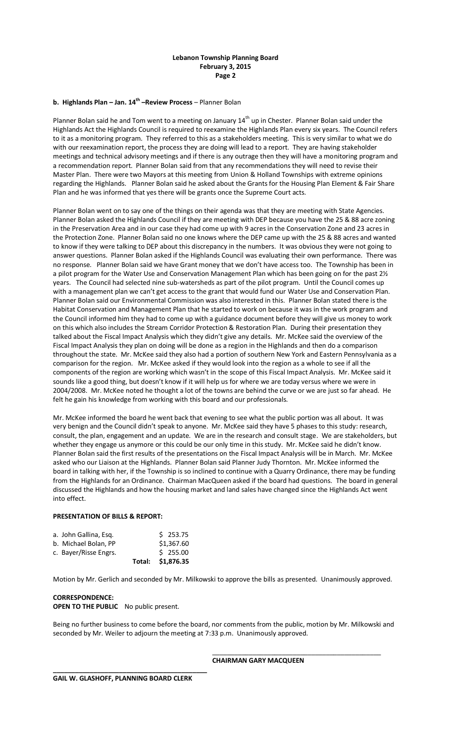**b. Highlands Plan – Jan. 14th –Review Process** – Planner Bolan

Planner Bolan said he and Tom went to a meeting on January 14th up in Chester. Planner Bolan said under the Highlands Act the Highlands Council is required to reexamine the Highlands Plan every six years. The Council refers to it as a monitoring program. They referred to this as a stakeholders meeting. This is very similar to what we do with our reexamination report, the process they are doing will lead to a report. They are having stakeholder meetings and technical advisory meetings and if there is any outrage then they will have a monitoring program and a recommendation report. Planner Bolan said from that any recommendations they will need to revise their Master Plan. There were two Mayors at this meeting from Union & Holland Townships with extreme opinions regarding the Highlands. Planner Bolan said he asked about the Grants for the Housing Plan Element & Fair Share Plan and he was informed that yes there will be grants once the Supreme Court acts.

Planner Bolan went on to say one of the things on their agenda was that they are meeting with State Agencies. Planner Bolan asked the Highlands Council if they are meeting with DEP because you have the 25 & 88 acre zoning in the Preservation Area and in our case they had come up with 9 acres in the Conservation Zone and 23 acres in the Protection Zone. Planner Bolan said no one knows where the DEP came up with the 25 & 88 acres and wanted to know if they were talking to DEP about this discrepancy in the numbers. It was obvious they were not going to answer questions. Planner Bolan asked if the Highlands Council was evaluating their own performance. There was no response. Planner Bolan said we have Grant money that we don't have access too. The Township has been in a pilot program for the Water Use and Conservation Management Plan which has been going on for the past 2½ years. The Council had selected nine sub-watersheds as part of the pilot program. Until the Council comes up with a management plan we can't get access to the grant that would fund our Water Use and Conservation Plan. Planner Bolan said our Environmental Commission was also interested in this. Planner Bolan stated there is the Habitat Conservation and Management Plan that he started to work on because it was in the work program and the Council informed him they had to come up with a guidance document before they will give us money to work on this which also includes the Stream Corridor Protection & Restoration Plan. During their presentation they talked about the Fiscal Impact Analysis which they didn't give any details. Mr. McKee said the overview of the Fiscal Impact Analysis they plan on doing will be done as a region in the Highlands and then do a comparison throughout the state. Mr. McKee said they also had a portion of southern New York and Eastern Pennsylvania as a comparison for the region. Mr. McKee asked if they would look into the region as a whole to see if all the components of the region are working which wasn't in the scope of this Fiscal Impact Analysis. Mr. McKee said it sounds like a good thing, but doesn't know if it will help us for where we are today versus where we were in 2004/2008. Mr. McKee noted he thought a lot of the towns are behind the curve or we are just so far ahead. He felt he gain his knowledge from working with this board and our professionals.

Mr. McKee informed the board he went back that evening to see what the public portion was all about. It was very benign and the Council didn't speak to anyone. Mr. McKee said they have 5 phases to this study: research, consult, the plan, engagement and an update. We are in the research and consult stage. We are stakeholders, but whether they engage us anymore or this could be our only time in this study. Mr. McKee said he didn't know. Planner Bolan said the first results of the presentations on the Fiscal Impact Analysis will be in March. Mr. McKee asked who our Liaison at the Highlands. Planner Bolan said Planner Judy Thornton. Mr. McKee informed the board in talking with her, if the Township is so inclined to continue with a Quarry Ordinance, there may be funding from the Highlands for an Ordinance. Chairman MacQueen asked if the board had questions. The board in general discussed the Highlands and how the housing market and land sales have changed since the Highlands Act went into effect.

**PRESENTATION OF BILLS & REPORT:**

| | | |
|---|---|---|
| a. John Gallina, Esq. | | $ 253.75 |
| b. Michael Bolan, PP | | $1,367.60 |
| c. Bayer/Risse Engrs. | | $ 255.00 |
| | **Total:** | **$1,876.35** |

Motion by Mr. Gerlich and seconded by Mr. Milkowski to approve the bills as presented. Unanimously approved.

**CORRESPONDENCE:**

**OPEN TO THE PUBLIC** No public present.

Being no further business to come before the board, nor comments from the public, motion by Mr. Milkowski and seconded by Mr. Weiler to adjourn the meeting at 7:33 p.m. Unanimously approved.

\_\_\_\_\_\_\_\_\_\_\_\_\_\_\_\_\_\_\_\_\_\_\_\_\_\_\_\_\_\_\_\_\_\_\_\_\_\_\_\_\_\_\_\_
**CHAIRMAN GARY MACQUEEN**

\_\_\_\_\_\_\_\_\_\_\_\_\_\_\_\_\_\_\_\_\_\_\_\_\_\_\_\_\_\_\_\_\_\_\_\_\_\_\_\_\_\_\_\_
**GAIL W. GLASHOFF, PLANNING BOARD CLERK**